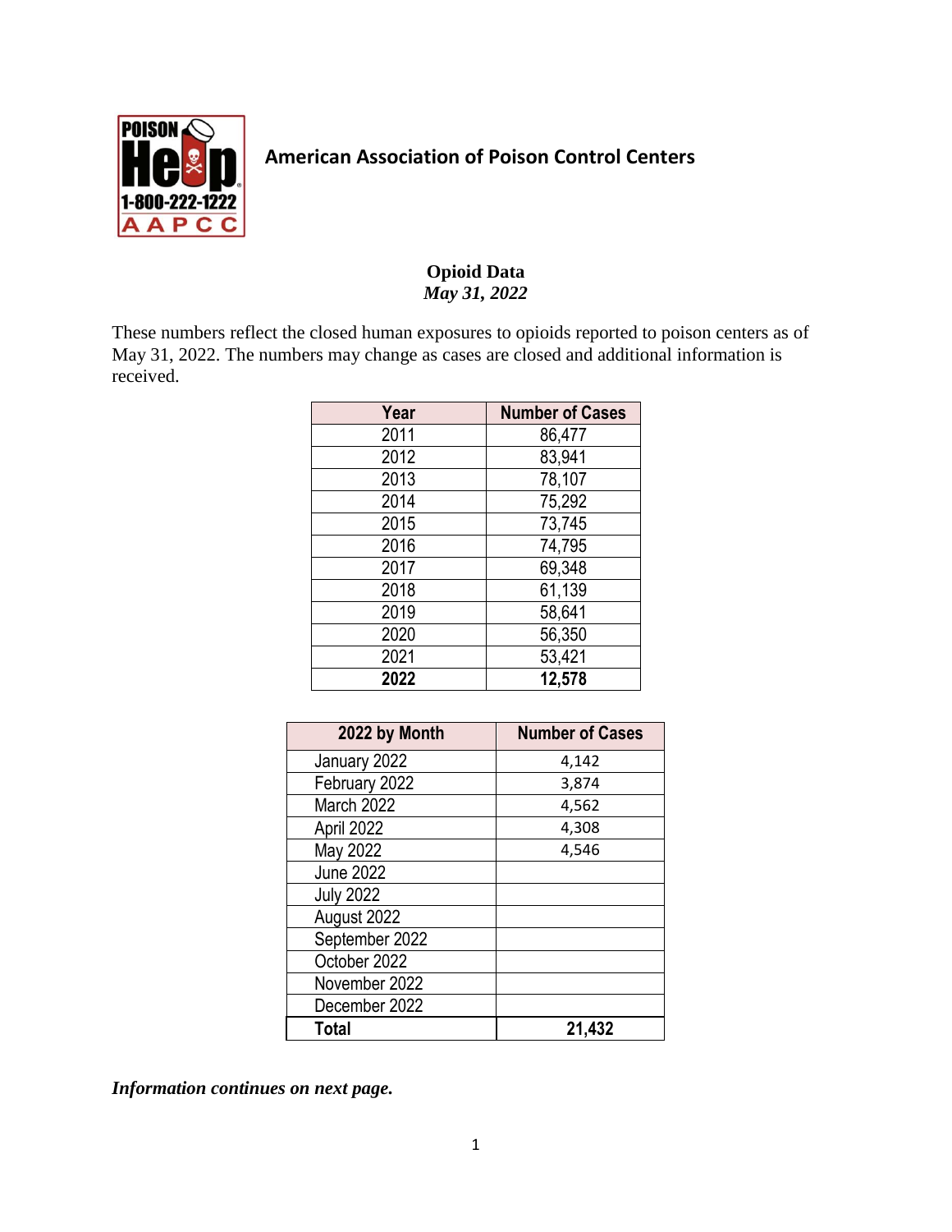POISON Help 1-800-222-1222 AAPCC

# American Association of Poison Control Centers

## Opioid Data

*May 31, 2022*

These numbers reflect the closed human exposures to opioids reported to poison centers as of May 31, 2022. The numbers may change as cases are closed and additional information is received.

| Year | Number of Cases |
|---|---|
| 2011 | 86,477 |
| 2012 | 83,941 |
| 2013 | 78,107 |
| 2014 | 75,292 |
| 2015 | 73,745 |
| 2016 | 74,795 |
| 2017 | 69,348 |
| 2018 | 61,139 |
| 2019 | 58,641 |
| 2020 | 56,350 |
| 2021 | 53,421 |
| **2022** | **12,578** |

| 2022 by Month | Number of Cases |
|---|---|
| January 2022 | 4,142 |
| February 2022 | 3,874 |
| March 2022 | 4,562 |
| April 2022 | 4,308 |
| May 2022 | 4,546 |
| June 2022 | |
| July 2022 | |
| August 2022 | |
| September 2022 | |
| October 2022 | |
| November 2022 | |
| December 2022 | |
| **Total** | **21,432** |

***Information continues on next page.***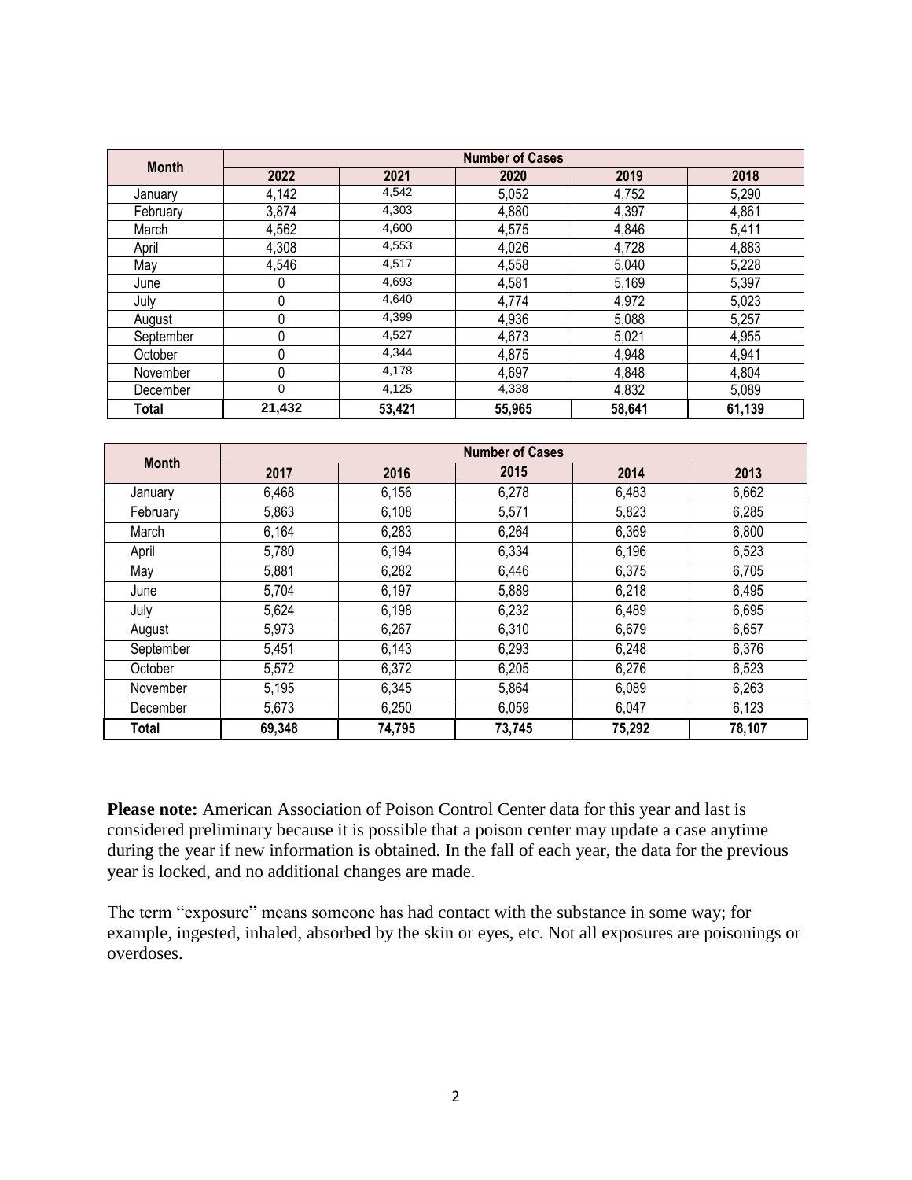| Month | Number of Cases | | | | |
|---|---|---|---|---|---|
| | 2022 | 2021 | 2020 | 2019 | 2018 |
| January | 4,142 | 4,542 | 5,052 | 4,752 | 5,290 |
| February | 3,874 | 4,303 | 4,880 | 4,397 | 4,861 |
| March | 4,562 | 4,600 | 4,575 | 4,846 | 5,411 |
| April | 4,308 | 4,553 | 4,026 | 4,728 | 4,883 |
| May | 4,546 | 4,517 | 4,558 | 5,040 | 5,228 |
| June | 0 | 4,693 | 4,581 | 5,169 | 5,397 |
| July | 0 | 4,640 | 4,774 | 4,972 | 5,023 |
| August | 0 | 4,399 | 4,936 | 5,088 | 5,257 |
| September | 0 | 4,527 | 4,673 | 5,021 | 4,955 |
| October | 0 | 4,344 | 4,875 | 4,948 | 4,941 |
| November | 0 | 4,178 | 4,697 | 4,848 | 4,804 |
| December | 0 | 4,125 | 4,338 | 4,832 | 5,089 |
| **Total** | **21,432** | **53,421** | **55,965** | **58,641** | **61,139** |

| Month | Number of Cases | | | | |
|---|---|---|---|---|---|
| | 2017 | 2016 | 2015 | 2014 | 2013 |
| January | 6,468 | 6,156 | 6,278 | 6,483 | 6,662 |
| February | 5,863 | 6,108 | 5,571 | 5,823 | 6,285 |
| March | 6,164 | 6,283 | 6,264 | 6,369 | 6,800 |
| April | 5,780 | 6,194 | 6,334 | 6,196 | 6,523 |
| May | 5,881 | 6,282 | 6,446 | 6,375 | 6,705 |
| June | 5,704 | 6,197 | 5,889 | 6,218 | 6,495 |
| July | 5,624 | 6,198 | 6,232 | 6,489 | 6,695 |
| August | 5,973 | 6,267 | 6,310 | 6,679 | 6,657 |
| September | 5,451 | 6,143 | 6,293 | 6,248 | 6,376 |
| October | 5,572 | 6,372 | 6,205 | 6,276 | 6,523 |
| November | 5,195 | 6,345 | 5,864 | 6,089 | 6,263 |
| December | 5,673 | 6,250 | 6,059 | 6,047 | 6,123 |
| **Total** | **69,348** | **74,795** | **73,745** | **75,292** | **78,107** |

**Please note:** American Association of Poison Control Center data for this year and last is considered preliminary because it is possible that a poison center may update a case anytime during the year if new information is obtained. In the fall of each year, the data for the previous year is locked, and no additional changes are made.

The term "exposure" means someone has had contact with the substance in some way; for example, ingested, inhaled, absorbed by the skin or eyes, etc. Not all exposures are poisonings or overdoses.